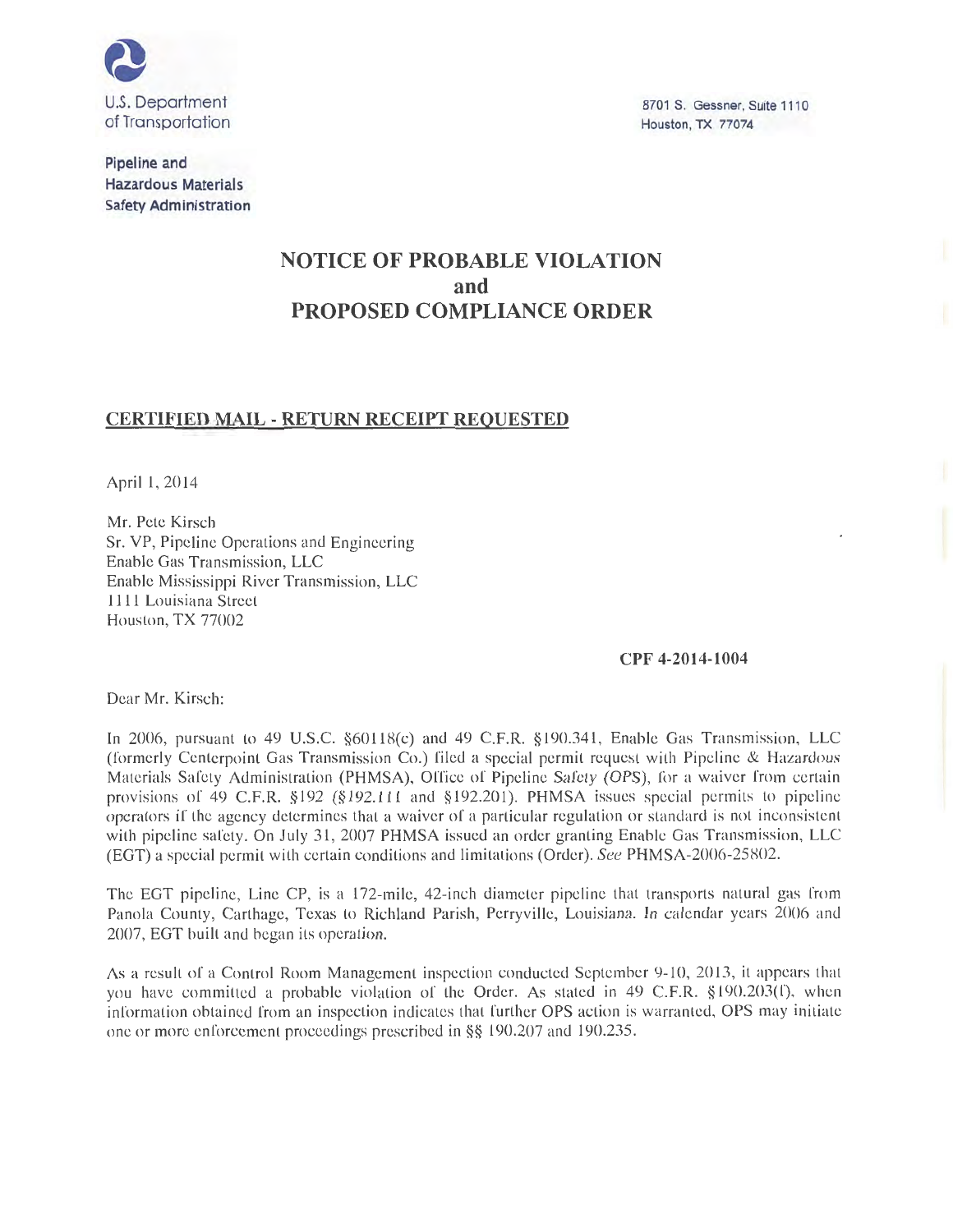U.S. Department of Transportation

**Pipeline and Hazardous Materials Safety Administration**

8701 S. Gessner, Suite 1110
Houston, TX 77074

# NOTICE OF PROBABLE VIOLATION and PROPOSED COMPLIANCE ORDER

**CERTIFIED MAIL - RETURN RECEIPT REQUESTED**

April 1, 2014

Mr. Pete Kirsch
Sr. VP, Pipeline Operations and Engineering
Enable Gas Transmission, LLC
Enable Mississippi River Transmission, LLC
1111 Louisiana Street
Houston, TX 77002

**CPF 4-2014-1004**

Dear Mr. Kirsch:

In 2006, pursuant to 49 U.S.C. §60118(c) and 49 C.F.R. §190.341, Enable Gas Transmission, LLC (formerly Centerpoint Gas Transmission Co.) filed a special permit request with Pipeline & Hazardous Materials Safety Administration (PHMSA), Office of Pipeline Safety (OPS), for a waiver from certain provisions of 49 C.F.R. §192 (§192.111 and §192.201). PHMSA issues special permits to pipeline operators if the agency determines that a waiver of a particular regulation or standard is not inconsistent with pipeline safety. On July 31, 2007 PHMSA issued an order granting Enable Gas Transmission, LLC (EGT) a special permit with certain conditions and limitations (Order). *See* PHMSA-2006-25802.

The EGT pipeline, Line CP, is a 172-mile, 42-inch diameter pipeline that transports natural gas from Panola County, Carthage, Texas to Richland Parish, Perryville, Louisiana. In calendar years 2006 and 2007, EGT built and began its operation.

As a result of a Control Room Management inspection conducted September 9-10, 2013, it appears that you have committed a probable violation of the Order. As stated in 49 C.F.R. §190.203(f), when information obtained from an inspection indicates that further OPS action is warranted, OPS may initiate one or more enforcement proceedings prescribed in §§ 190.207 and 190.235.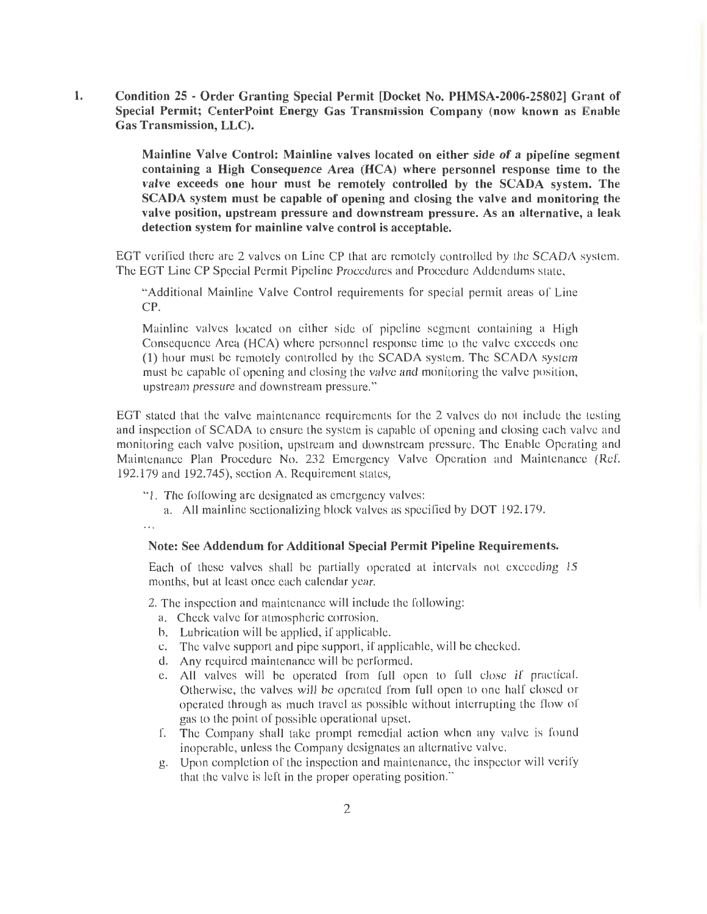1. **Condition 25 - Order Granting Special Permit [Docket No. PHMSA-2006-25802] Grant of Special Permit; CenterPoint Energy Gas Transmission Company (now known as Enable Gas Transmission, LLC).**

   **Mainline Valve Control: Mainline valves located on either side of a pipeline segment containing a High Consequence Area (HCA) where personnel response time to the valve exceeds one hour must be remotely controlled by the SCADA system. The SCADA system must be capable of opening and closing the valve and monitoring the valve position, upstream pressure and downstream pressure. As an alternative, a leak detection system for mainline valve control is acceptable.**

EGT verified there are 2 valves on Line CP that are remotely controlled by the SCADA system. The EGT Line CP Special Permit Pipeline Procedures and Procedure Addendums state,

> "Additional Mainline Valve Control requirements for special permit areas of Line CP.
>
> Mainline valves located on either side of pipeline segment containing a High Consequence Area (HCA) where personnel response time to the valve exceeds one (1) hour must be remotely controlled by the SCADA system. The SCADA system must be capable of opening and closing the valve and monitoring the valve position, upstream pressure and downstream pressure."

EGT stated that the valve maintenance requirements for the 2 valves do not include the testing and inspection of SCADA to ensure the system is capable of opening and closing each valve and monitoring each valve position, upstream and downstream pressure. The Enable Operating and Maintenance Plan Procedure No. 232 Emergency Valve Operation and Maintenance (Ref. 192.179 and 192.745), section A. Requirement states,

> "1. The following are designated as emergency valves:
>    a. All mainline sectionalizing block valves as specified by DOT 192.179.
>
> ...
>
> **Note: See Addendum for Additional Special Permit Pipeline Requirements.**
>
> Each of these valves shall be partially operated at intervals not exceeding 15 months, but at least once each calendar year.
>
> 2. The inspection and maintenance will include the following:
>    a. Check valve for atmospheric corrosion.
>    b. Lubrication will be applied, if applicable.
>    c. The valve support and pipe support, if applicable, will be checked.
>    d. Any required maintenance will be performed.
>    e. All valves will be operated from full open to full close if practical. Otherwise, the valves will be operated from full open to one half closed or operated through as much travel as possible without interrupting the flow of gas to the point of possible operational upset.
>    f. The Company shall take prompt remedial action when any valve is found inoperable, unless the Company designates an alternative valve.
>    g. Upon completion of the inspection and maintenance, the inspector will verify that the valve is left in the proper operating position."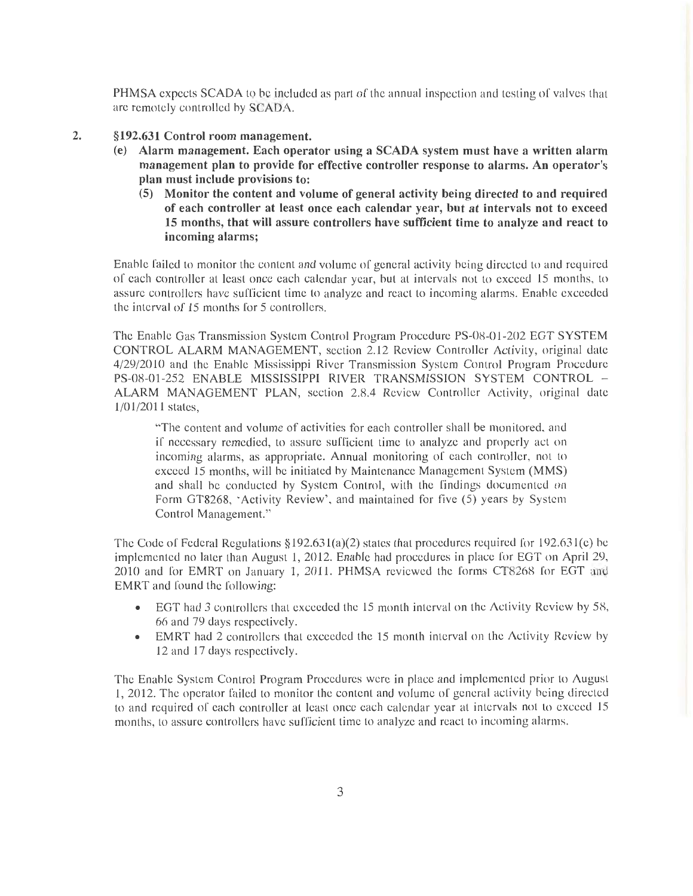PHMSA expects SCADA to be included as part of the annual inspection and testing of valves that are remotely controlled by SCADA.

2. **§192.631 Control room management.**

   **(e) Alarm management. Each operator using a SCADA system must have a written alarm management plan to provide for effective controller response to alarms. An operator's plan must include provisions to:**

   **(5) Monitor the content and volume of general activity being directed to and required of each controller at least once each calendar year, but at intervals not to exceed 15 months, that will assure controllers have sufficient time to analyze and react to incoming alarms;**

Enable failed to monitor the content and volume of general activity being directed to and required of each controller at least once each calendar year, but at intervals not to exceed 15 months, to assure controllers have sufficient time to analyze and react to incoming alarms. Enable exceeded the interval of 15 months for 5 controllers.

The Enable Gas Transmission System Control Program Procedure PS-08-01-202 EGT SYSTEM CONTROL ALARM MANAGEMENT, section 2.12 Review Controller Activity, original date 4/29/2010 and the Enable Mississippi River Transmission System Control Program Procedure PS-08-01-252 ENABLE MISSISSIPPI RIVER TRANSMISSION SYSTEM CONTROL – ALARM MANAGEMENT PLAN, section 2.8.4 Review Controller Activity, original date 1/01/2011 states,

> "The content and volume of activities for each controller shall be monitored, and if necessary remedied, to assure sufficient time to analyze and properly act on incoming alarms, as appropriate. Annual monitoring of each controller, not to exceed 15 months, will be initiated by Maintenance Management System (MMS) and shall be conducted by System Control, with the findings documented on Form GT8268, 'Activity Review', and maintained for five (5) years by System Control Management."

The Code of Federal Regulations §192.631(a)(2) states that procedures required for 192.631(e) be implemented no later than August 1, 2012. Enable had procedures in place for EGT on April 29, 2010 and for EMRT on January 1, 2011. PHMSA reviewed the forms CT8268 for EGT and EMRT and found the following:

- EGT had 3 controllers that exceeded the 15 month interval on the Activity Review by 58, 66 and 79 days respectively.
- EMRT had 2 controllers that exceeded the 15 month interval on the Activity Review by 12 and 17 days respectively.

The Enable System Control Program Procedures were in place and implemented prior to August 1, 2012. The operator failed to monitor the content and volume of general activity being directed to and required of each controller at least once each calendar year at intervals not to exceed 15 months, to assure controllers have sufficient time to analyze and react to incoming alarms.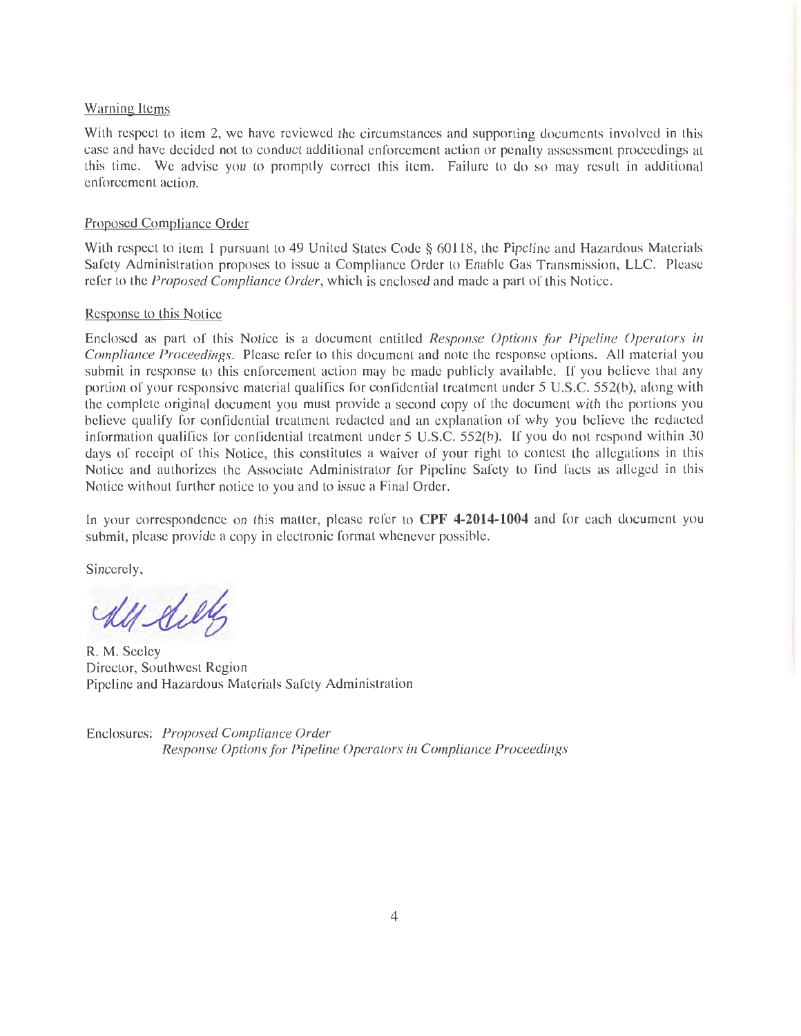Warning Items

With respect to item 2, we have reviewed the circumstances and supporting documents involved in this case and have decided not to conduct additional enforcement action or penalty assessment proceedings at this time. We advise you to promptly correct this item. Failure to do so may result in additional enforcement action.

Proposed Compliance Order

With respect to item 1 pursuant to 49 United States Code § 60118, the Pipeline and Hazardous Materials Safety Administration proposes to issue a Compliance Order to Enable Gas Transmission, LLC. Please refer to the *Proposed Compliance Order*, which is enclosed and made a part of this Notice.

Response to this Notice

Enclosed as part of this Notice is a document entitled *Response Options for Pipeline Operators in Compliance Proceedings*. Please refer to this document and note the response options. All material you submit in response to this enforcement action may be made publicly available. If you believe that any portion of your responsive material qualifies for confidential treatment under 5 U.S.C. 552(b), along with the complete original document you must provide a second copy of the document with the portions you believe qualify for confidential treatment redacted and an explanation of why you believe the redacted information qualifies for confidential treatment under 5 U.S.C. 552(b). If you do not respond within 30 days of receipt of this Notice, this constitutes a waiver of your right to contest the allegations in this Notice and authorizes the Associate Administrator for Pipeline Safety to find facts as alleged in this Notice without further notice to you and to issue a Final Order.

In your correspondence on this matter, please refer to **CPF 4-2014-1004** and for each document you submit, please provide a copy in electronic format whenever possible.

Sincerely,

R. M. Seeley
Director, Southwest Region
Pipeline and Hazardous Materials Safety Administration

Enclosures: *Proposed Compliance Order*
*Response Options for Pipeline Operators in Compliance Proceedings*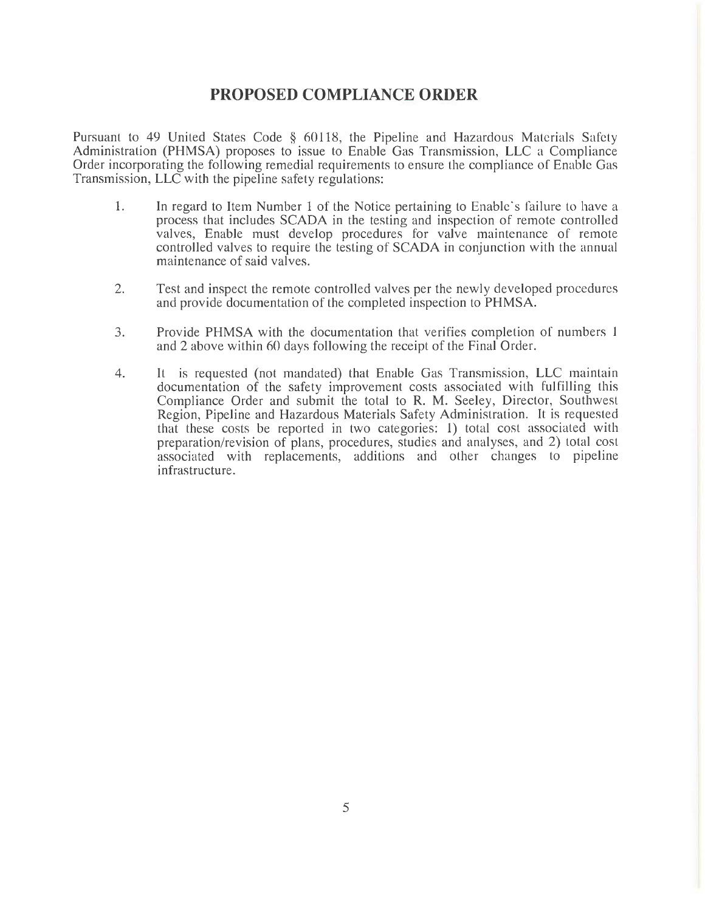# PROPOSED COMPLIANCE ORDER

Pursuant to 49 United States Code § 60118, the Pipeline and Hazardous Materials Safety Administration (PHMSA) proposes to issue to Enable Gas Transmission, LLC a Compliance Order incorporating the following remedial requirements to ensure the compliance of Enable Gas Transmission, LLC with the pipeline safety regulations:

1. In regard to Item Number 1 of the Notice pertaining to Enable's failure to have a process that includes SCADA in the testing and inspection of remote controlled valves, Enable must develop procedures for valve maintenance of remote controlled valves to require the testing of SCADA in conjunction with the annual maintenance of said valves.

2. Test and inspect the remote controlled valves per the newly developed procedures and provide documentation of the completed inspection to PHMSA.

3. Provide PHMSA with the documentation that verifies completion of numbers 1 and 2 above within 60 days following the receipt of the Final Order.

4. It is requested (not mandated) that Enable Gas Transmission, LLC maintain documentation of the safety improvement costs associated with fulfilling this Compliance Order and submit the total to R. M. Seeley, Director, Southwest Region, Pipeline and Hazardous Materials Safety Administration. It is requested that these costs be reported in two categories: 1) total cost associated with preparation/revision of plans, procedures, studies and analyses, and 2) total cost associated with replacements, additions and other changes to pipeline infrastructure.